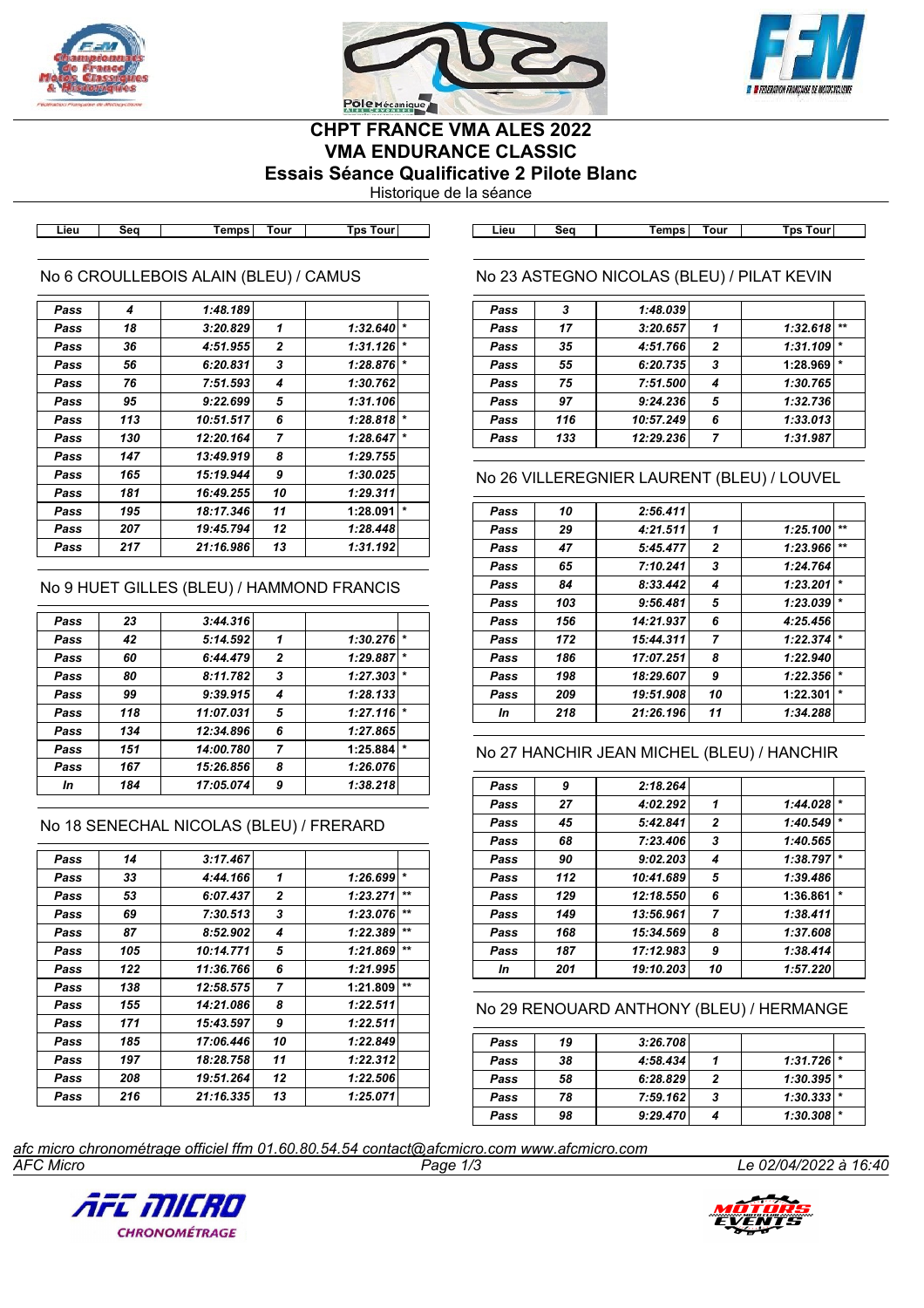# CHPT FRANCE VMA ALES 2022

## VMA ENDURANCE CLASSIC

## Essais Séance Qualificative 2 Pilote Blanc

Historique de la séance

### No 6 CROULLEBOIS ALAIN (BLEU) / CAMUS

| Lieu | Seq | Temps | Tour | Tps Tour | |
|---|---|---|---|---|---|
| Pass | 4 | 1:48.189 | | | |
| Pass | 18 | 3:20.829 | 1 | 1:32.640 | * |
| Pass | 36 | 4:51.955 | 2 | 1:31.126 | * |
| Pass | 56 | 6:20.831 | 3 | 1:28.876 | * |
| Pass | 76 | 7:51.593 | 4 | 1:30.762 | |
| Pass | 95 | 9:22.699 | 5 | 1:31.106 | |
| Pass | 113 | 10:51.517 | 6 | 1:28.818 | * |
| Pass | 130 | 12:20.164 | 7 | 1:28.647 | * |
| Pass | 147 | 13:49.919 | 8 | 1:29.755 | |
| Pass | 165 | 15:19.944 | 9 | 1:30.025 | |
| Pass | 181 | 16:49.255 | 10 | 1:29.311 | |
| Pass | 195 | 18:17.346 | 11 | 1:28.091 | * |
| Pass | 207 | 19:45.794 | 12 | 1:28.448 | |
| Pass | 217 | 21:16.986 | 13 | 1:31.192 | |

### No 9 HUET GILLES (BLEU) / HAMMOND FRANCIS

| Lieu | Seq | Temps | Tour | Tps Tour | |
|---|---|---|---|---|---|
| Pass | 23 | 3:44.316 | | | |
| Pass | 42 | 5:14.592 | 1 | 1:30.276 | * |
| Pass | 60 | 6:44.479 | 2 | 1:29.887 | * |
| Pass | 80 | 8:11.782 | 3 | 1:27.303 | * |
| Pass | 99 | 9:39.915 | 4 | 1:28.133 | |
| Pass | 118 | 11:07.031 | 5 | 1:27.116 | * |
| Pass | 134 | 12:34.896 | 6 | 1:27.865 | |
| Pass | 151 | 14:00.780 | 7 | 1:25.884 | * |
| Pass | 167 | 15:26.856 | 8 | 1:26.076 | |
| In | 184 | 17:05.074 | 9 | 1:38.218 | |

### No 18 SENECHAL NICOLAS (BLEU) / FRERARD

| Lieu | Seq | Temps | Tour | Tps Tour | |
|---|---|---|---|---|---|
| Pass | 14 | 3:17.467 | | | |
| Pass | 33 | 4:44.166 | 1 | 1:26.699 | * |
| Pass | 53 | 6:07.437 | 2 | 1:23.271 | ** |
| Pass | 69 | 7:30.513 | 3 | 1:23.076 | ** |
| Pass | 87 | 8:52.902 | 4 | 1:22.389 | ** |
| Pass | 105 | 10:14.771 | 5 | 1:21.869 | ** |
| Pass | 122 | 11:36.766 | 6 | 1:21.995 | |
| Pass | 138 | 12:58.575 | 7 | 1:21.809 | ** |
| Pass | 155 | 14:21.086 | 8 | 1:22.511 | |
| Pass | 171 | 15:43.597 | 9 | 1:22.511 | |
| Pass | 185 | 17:06.446 | 10 | 1:22.849 | |
| Pass | 197 | 18:28.758 | 11 | 1:22.312 | |
| Pass | 208 | 19:51.264 | 12 | 1:22.506 | |
| Pass | 216 | 21:16.335 | 13 | 1:25.071 | |

### No 23 ASTEGNO NICOLAS (BLEU) / PILAT KEVIN

| Lieu | Seq | Temps | Tour | Tps Tour | |
|---|---|---|---|---|---|
| Pass | 3 | 1:48.039 | | | |
| Pass | 17 | 3:20.657 | 1 | 1:32.618 | ** |
| Pass | 35 | 4:51.766 | 2 | 1:31.109 | * |
| Pass | 55 | 6:20.735 | 3 | 1:28.969 | * |
| Pass | 75 | 7:51.500 | 4 | 1:30.765 | |
| Pass | 97 | 9:24.236 | 5 | 1:32.736 | |
| Pass | 116 | 10:57.249 | 6 | 1:33.013 | |
| Pass | 133 | 12:29.236 | 7 | 1:31.987 | |

### No 26 VILLEREGNIER LAURENT (BLEU) / LOUVEL

| Lieu | Seq | Temps | Tour | Tps Tour | |
|---|---|---|---|---|---|
| Pass | 10 | 2:56.411 | | | |
| Pass | 29 | 4:21.511 | 1 | 1:25.100 | ** |
| Pass | 47 | 5:45.477 | 2 | 1:23.966 | ** |
| Pass | 65 | 7:10.241 | 3 | 1:24.764 | |
| Pass | 84 | 8:33.442 | 4 | 1:23.201 | * |
| Pass | 103 | 9:56.481 | 5 | 1:23.039 | * |
| Pass | 156 | 14:21.937 | 6 | 4:25.456 | |
| Pass | 172 | 15:44.311 | 7 | 1:22.374 | * |
| Pass | 186 | 17:07.251 | 8 | 1:22.940 | |
| Pass | 198 | 18:29.607 | 9 | 1:22.356 | * |
| Pass | 209 | 19:51.908 | 10 | 1:22.301 | * |
| In | 218 | 21:26.196 | 11 | 1:34.288 | |

### No 27 HANCHIR JEAN MICHEL (BLEU) / HANCHIR

| Lieu | Seq | Temps | Tour | Tps Tour | |
|---|---|---|---|---|---|
| Pass | 9 | 2:18.264 | | | |
| Pass | 27 | 4:02.292 | 1 | 1:44.028 | * |
| Pass | 45 | 5:42.841 | 2 | 1:40.549 | * |
| Pass | 68 | 7:23.406 | 3 | 1:40.565 | |
| Pass | 90 | 9:02.203 | 4 | 1:38.797 | * |
| Pass | 112 | 10:41.689 | 5 | 1:39.486 | |
| Pass | 129 | 12:18.550 | 6 | 1:36.861 | * |
| Pass | 149 | 13:56.961 | 7 | 1:38.411 | |
| Pass | 168 | 15:34.569 | 8 | 1:37.608 | |
| Pass | 187 | 17:12.983 | 9 | 1:38.414 | |
| In | 201 | 19:10.203 | 10 | 1:57.220 | |

### No 29 RENOUARD ANTHONY (BLEU) / HERMANGE

| Lieu | Seq | Temps | Tour | Tps Tour | |
|---|---|---|---|---|---|
| Pass | 19 | 3:26.708 | | | |
| Pass | 38 | 4:58.434 | 1 | 1:31.726 | * |
| Pass | 58 | 6:28.829 | 2 | 1:30.395 | * |
| Pass | 78 | 7:59.162 | 3 | 1:30.333 | * |
| Pass | 98 | 9:29.470 | 4 | 1:30.308 | * |

*afc micro chronométrage officiel ffm 01.60.80.54.54 contact@afcmicro.com www.afcmicro.com*

*AFC Micro* — *Le 02/04/2022 à 16:40*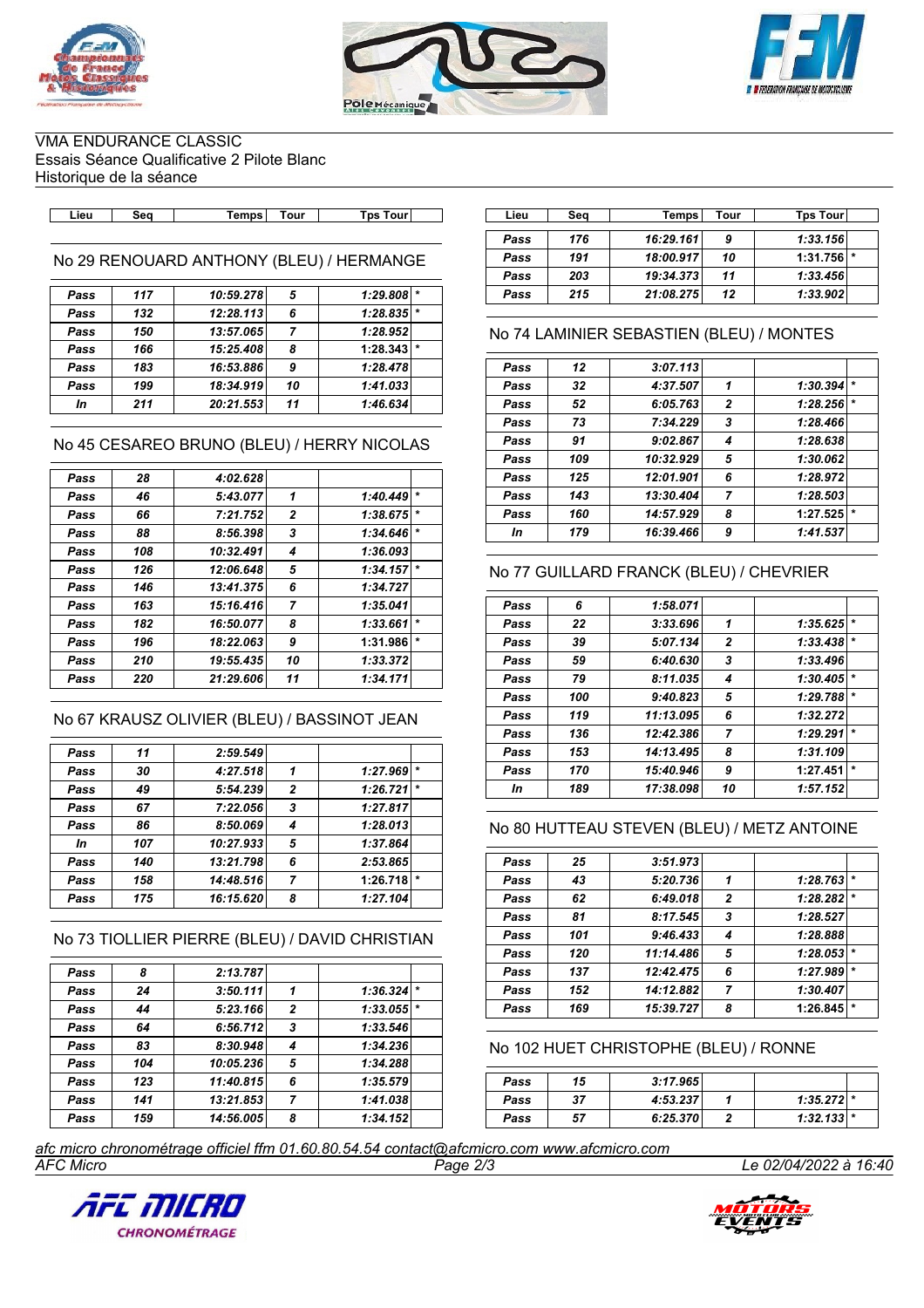VMA ENDURANCE CLASSIC
Essais Séance Qualificative 2 Pilote Blanc
Historique de la séance

## No 29 RENOUARD ANTHONY (BLEU) / HERMANGE

| Lieu | Seq | Temps | Tour | Tps Tour | |
|---|---|---|---|---|---|
| Pass | 117 | 10:59.278 | 5 | 1:29.808 | * |
| Pass | 132 | 12:28.113 | 6 | 1:28.835 | * |
| Pass | 150 | 13:57.065 | 7 | 1:28.952 | |
| Pass | 166 | 15:25.408 | 8 | 1:28.343 | * |
| Pass | 183 | 16:53.886 | 9 | 1:28.478 | |
| Pass | 199 | 18:34.919 | 10 | 1:41.033 | |
| In | 211 | 20:21.553 | 11 | 1:46.634 | |

## No 45 CESAREO BRUNO (BLEU) / HERRY NICOLAS

| Lieu | Seq | Temps | Tour | Tps Tour | |
|---|---|---|---|---|---|
| Pass | 28 | 4:02.628 | | | |
| Pass | 46 | 5:43.077 | 1 | 1:40.449 | * |
| Pass | 66 | 7:21.752 | 2 | 1:38.675 | * |
| Pass | 88 | 8:56.398 | 3 | 1:34.646 | * |
| Pass | 108 | 10:32.491 | 4 | 1:36.093 | |
| Pass | 126 | 12:06.648 | 5 | 1:34.157 | * |
| Pass | 146 | 13:41.375 | 6 | 1:34.727 | |
| Pass | 163 | 15:16.416 | 7 | 1:35.041 | |
| Pass | 182 | 16:50.077 | 8 | 1:33.661 | * |
| Pass | 196 | 18:22.063 | 9 | 1:31.986 | * |
| Pass | 210 | 19:55.435 | 10 | 1:33.372 | |
| Pass | 220 | 21:29.606 | 11 | 1:34.171 | |

## No 67 KRAUSZ OLIVIER (BLEU) / BASSINOT JEAN

| Lieu | Seq | Temps | Tour | Tps Tour | |
|---|---|---|---|---|---|
| Pass | 11 | 2:59.549 | | | |
| Pass | 30 | 4:27.518 | 1 | 1:27.969 | * |
| Pass | 49 | 5:54.239 | 2 | 1:26.721 | * |
| Pass | 67 | 7:22.056 | 3 | 1:27.817 | |
| Pass | 86 | 8:50.069 | 4 | 1:28.013 | |
| In | 107 | 10:27.933 | 5 | 1:37.864 | |
| Pass | 140 | 13:21.798 | 6 | 2:53.865 | |
| Pass | 158 | 14:48.516 | 7 | 1:26.718 | * |
| Pass | 175 | 16:15.620 | 8 | 1:27.104 | |

## No 73 TIOLLIER PIERRE (BLEU) / DAVID CHRISTIAN

| Lieu | Seq | Temps | Tour | Tps Tour | |
|---|---|---|---|---|---|
| Pass | 8 | 2:13.787 | | | |
| Pass | 24 | 3:50.111 | 1 | 1:36.324 | * |
| Pass | 44 | 5:23.166 | 2 | 1:33.055 | * |
| Pass | 64 | 6:56.712 | 3 | 1:33.546 | |
| Pass | 83 | 8:30.948 | 4 | 1:34.236 | |
| Pass | 104 | 10:05.236 | 5 | 1:34.288 | |
| Pass | 123 | 11:40.815 | 6 | 1:35.579 | |
| Pass | 141 | 13:21.853 | 7 | 1:41.038 | |
| Pass | 159 | 14:56.005 | 8 | 1:34.152 | |
| Pass | 176 | 16:29.161 | 9 | 1:33.156 | |
| Pass | 191 | 18:00.917 | 10 | 1:31.756 | * |
| Pass | 203 | 19:34.373 | 11 | 1:33.456 | |
| Pass | 215 | 21:08.275 | 12 | 1:33.902 | |

## No 74 LAMINIER SEBASTIEN (BLEU) / MONTES

| Lieu | Seq | Temps | Tour | Tps Tour | |
|---|---|---|---|---|---|
| Pass | 12 | 3:07.113 | | | |
| Pass | 32 | 4:37.507 | 1 | 1:30.394 | * |
| Pass | 52 | 6:05.763 | 2 | 1:28.256 | * |
| Pass | 73 | 7:34.229 | 3 | 1:28.466 | |
| Pass | 91 | 9:02.867 | 4 | 1:28.638 | |
| Pass | 109 | 10:32.929 | 5 | 1:30.062 | |
| Pass | 125 | 12:01.901 | 6 | 1:28.972 | |
| Pass | 143 | 13:30.404 | 7 | 1:28.503 | |
| Pass | 160 | 14:57.929 | 8 | 1:27.525 | * |
| In | 179 | 16:39.466 | 9 | 1:41.537 | |

## No 77 GUILLARD FRANCK (BLEU) / CHEVRIER

| Lieu | Seq | Temps | Tour | Tps Tour | |
|---|---|---|---|---|---|
| Pass | 6 | 1:58.071 | | | |
| Pass | 22 | 3:33.696 | 1 | 1:35.625 | * |
| Pass | 39 | 5:07.134 | 2 | 1:33.438 | * |
| Pass | 59 | 6:40.630 | 3 | 1:33.496 | |
| Pass | 79 | 8:11.035 | 4 | 1:30.405 | * |
| Pass | 100 | 9:40.823 | 5 | 1:29.788 | * |
| Pass | 119 | 11:13.095 | 6 | 1:32.272 | |
| Pass | 136 | 12:42.386 | 7 | 1:29.291 | * |
| Pass | 153 | 14:13.495 | 8 | 1:31.109 | |
| Pass | 170 | 15:40.946 | 9 | 1:27.451 | * |
| In | 189 | 17:38.098 | 10 | 1:57.152 | |

## No 80 HUTTEAU STEVEN (BLEU) / METZ ANTOINE

| Lieu | Seq | Temps | Tour | Tps Tour | |
|---|---|---|---|---|---|
| Pass | 25 | 3:51.973 | | | |
| Pass | 43 | 5:20.736 | 1 | 1:28.763 | * |
| Pass | 62 | 6:49.018 | 2 | 1:28.282 | * |
| Pass | 81 | 8:17.545 | 3 | 1:28.527 | |
| Pass | 101 | 9:46.433 | 4 | 1:28.888 | |
| Pass | 120 | 11:14.486 | 5 | 1:28.053 | * |
| Pass | 137 | 12:42.475 | 6 | 1:27.989 | * |
| Pass | 152 | 14:12.882 | 7 | 1:30.407 | |
| Pass | 169 | 15:39.727 | 8 | 1:26.845 | * |

## No 102 HUET CHRISTOPHE (BLEU) / RONNE

| Lieu | Seq | Temps | Tour | Tps Tour | |
|---|---|---|---|---|---|
| Pass | 15 | 3:17.965 | | | |
| Pass | 37 | 4:53.237 | 1 | 1:35.272 | * |
| Pass | 57 | 6:25.370 | 2 | 1:32.133 | * |

afc micro chronométrage officiel ffm 01.60.80.54.54 contact@afcmicro.com www.afcmicro.com
AFC Micro — Le 02/04/2022 à 16:40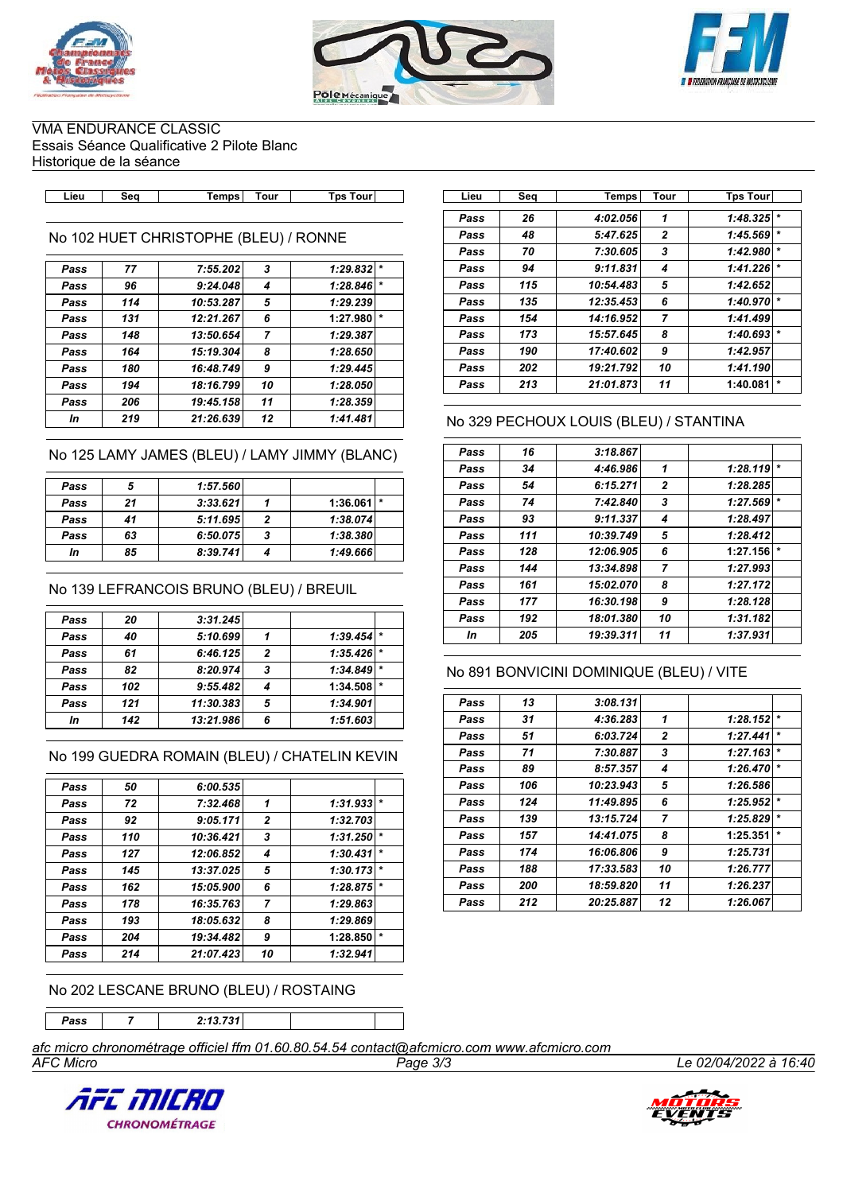VMA ENDURANCE CLASSIC
Essais Séance Qualificative 2 Pilote Blanc
Historique de la séance

| Lieu | Seq | Temps | Tour | Tps Tour | |
|---|---|---|---|---|---|

## No 102 HUET CHRISTOPHE (BLEU) / RONNE

| | | | | | |
|---|---|---|---|---|---|
| Pass | 77 | 7:55.202 | 3 | 1:29.832 | * |
| Pass | 96 | 9:24.048 | 4 | 1:28.846 | * |
| Pass | 114 | 10:53.287 | 5 | 1:29.239 | |
| Pass | 131 | 12:21.267 | 6 | 1:27.980 | * |
| Pass | 148 | 13:50.654 | 7 | 1:29.387 | |
| Pass | 164 | 15:19.304 | 8 | 1:28.650 | |
| Pass | 180 | 16:48.749 | 9 | 1:29.445 | |
| Pass | 194 | 18:16.799 | 10 | 1:28.050 | |
| Pass | 206 | 19:45.158 | 11 | 1:28.359 | |
| In | 219 | 21:26.639 | 12 | 1:41.481 | |

## No 125 LAMY JAMES (BLEU) / LAMY JIMMY (BLANC)

| | | | | | |
|---|---|---|---|---|---|
| Pass | 5 | 1:57.560 | | | |
| Pass | 21 | 3:33.621 | 1 | 1:36.061 | * |
| Pass | 41 | 5:11.695 | 2 | 1:38.074 | |
| Pass | 63 | 6:50.075 | 3 | 1:38.380 | |
| In | 85 | 8:39.741 | 4 | 1:49.666 | |

## No 139 LEFRANCOIS BRUNO (BLEU) / BREUIL

| | | | | | |
|---|---|---|---|---|---|
| Pass | 20 | 3:31.245 | | | |
| Pass | 40 | 5:10.699 | 1 | 1:39.454 | * |
| Pass | 61 | 6:46.125 | 2 | 1:35.426 | * |
| Pass | 82 | 8:20.974 | 3 | 1:34.849 | * |
| Pass | 102 | 9:55.482 | 4 | 1:34.508 | * |
| Pass | 121 | 11:30.383 | 5 | 1:34.901 | |
| In | 142 | 13:21.986 | 6 | 1:51.603 | |

## No 199 GUEDRA ROMAIN (BLEU) / CHATELIN KEVIN

| | | | | | |
|---|---|---|---|---|---|
| Pass | 50 | 6:00.535 | | | |
| Pass | 72 | 7:32.468 | 1 | 1:31.933 | * |
| Pass | 92 | 9:05.171 | 2 | 1:32.703 | |
| Pass | 110 | 10:36.421 | 3 | 1:31.250 | * |
| Pass | 127 | 12:06.852 | 4 | 1:30.431 | * |
| Pass | 145 | 13:37.025 | 5 | 1:30.173 | * |
| Pass | 162 | 15:05.900 | 6 | 1:28.875 | * |
| Pass | 178 | 16:35.763 | 7 | 1:29.863 | |
| Pass | 193 | 18:05.632 | 8 | 1:29.869 | |
| Pass | 204 | 19:34.482 | 9 | 1:28.850 | * |
| Pass | 214 | 21:07.423 | 10 | 1:32.941 | |

## No 202 LESCANE BRUNO (BLEU) / ROSTAING

| Lieu | Seq | Temps | Tour | Tps Tour | |
|---|---|---|---|---|---|
| Pass | 7 | 2:13.731 | | | |
| Pass | 26 | 4:02.056 | 1 | 1:48.325 | * |
| Pass | 48 | 5:47.625 | 2 | 1:45.569 | * |
| Pass | 70 | 7:30.605 | 3 | 1:42.980 | * |
| Pass | 94 | 9:11.831 | 4 | 1:41.226 | * |
| Pass | 115 | 10:54.483 | 5 | 1:42.652 | |
| Pass | 135 | 12:35.453 | 6 | 1:40.970 | * |
| Pass | 154 | 14:16.952 | 7 | 1:41.499 | |
| Pass | 173 | 15:57.645 | 8 | 1:40.693 | * |
| Pass | 190 | 17:40.602 | 9 | 1:42.957 | |
| Pass | 202 | 19:21.792 | 10 | 1:41.190 | |
| Pass | 213 | 21:01.873 | 11 | 1:40.081 | * |

## No 329 PECHOUX LOUIS (BLEU) / STANTINA

| | | | | | |
|---|---|---|---|---|---|
| Pass | 16 | 3:18.867 | | | |
| Pass | 34 | 4:46.986 | 1 | 1:28.119 | * |
| Pass | 54 | 6:15.271 | 2 | 1:28.285 | |
| Pass | 74 | 7:42.840 | 3 | 1:27.569 | * |
| Pass | 93 | 9:11.337 | 4 | 1:28.497 | |
| Pass | 111 | 10:39.749 | 5 | 1:28.412 | |
| Pass | 128 | 12:06.905 | 6 | 1:27.156 | * |
| Pass | 144 | 13:34.898 | 7 | 1:27.993 | |
| Pass | 161 | 15:02.070 | 8 | 1:27.172 | |
| Pass | 177 | 16:30.198 | 9 | 1:28.128 | |
| Pass | 192 | 18:01.380 | 10 | 1:31.182 | |
| In | 205 | 19:39.311 | 11 | 1:37.931 | |

## No 891 BONVICINI DOMINIQUE (BLEU) / VITE

| | | | | | |
|---|---|---|---|---|---|
| Pass | 13 | 3:08.131 | | | |
| Pass | 31 | 4:36.283 | 1 | 1:28.152 | * |
| Pass | 51 | 6:03.724 | 2 | 1:27.441 | * |
| Pass | 71 | 7:30.887 | 3 | 1:27.163 | * |
| Pass | 89 | 8:57.357 | 4 | 1:26.470 | * |
| Pass | 106 | 10:23.943 | 5 | 1:26.586 | |
| Pass | 124 | 11:49.895 | 6 | 1:25.952 | * |
| Pass | 139 | 13:15.724 | 7 | 1:25.829 | * |
| Pass | 157 | 14:41.075 | 8 | 1:25.351 | * |
| Pass | 174 | 16:06.806 | 9 | 1:25.731 | |
| Pass | 188 | 17:33.583 | 10 | 1:26.777 | |
| Pass | 200 | 18:59.820 | 11 | 1:26.237 | |
| Pass | 212 | 20:25.887 | 12 | 1:26.067 | |

*afc micro chronométrage officiel ffm 01.60.80.54.54 contact@afcmicro.com www.afcmicro.com*

*AFC Micro* — *Le 02/04/2022 à 16:40*